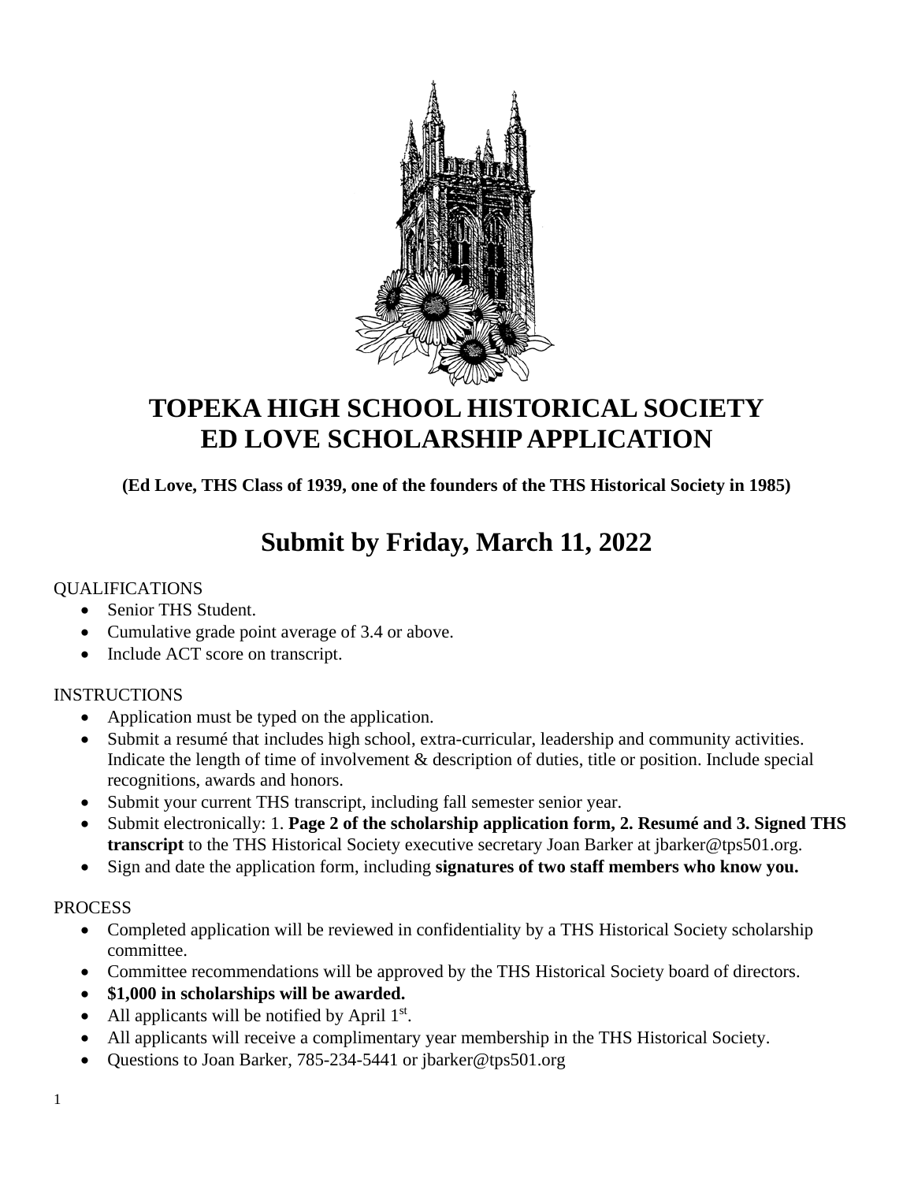# TOPEKA HIGH SCHOOL HISTORICAL SOCIETY
# ED LOVE SCHOLARSHIP APPLICATION

**(Ed Love, THS Class of 1939, one of the founders of the THS Historical Society in 1985)**

## Submit by Friday, March 11, 2022

QUALIFICATIONS

- Senior THS Student.
- Cumulative grade point average of 3.4 or above.
- Include ACT score on transcript.

INSTRUCTIONS

- Application must be typed on the application.
- Submit a resumé that includes high school, extra-curricular, leadership and community activities. Indicate the length of time of involvement & description of duties, title or position. Include special recognitions, awards and honors.
- Submit your current THS transcript, including fall semester senior year.
- Submit electronically: 1. **Page 2 of the scholarship application form, 2. Resumé and 3. Signed THS transcript** to the THS Historical Society executive secretary Joan Barker at jbarker@tps501.org.
- Sign and date the application form, including **signatures of two staff members who know you.**

PROCESS

- Completed application will be reviewed in confidentiality by a THS Historical Society scholarship committee.
- Committee recommendations will be approved by the THS Historical Society board of directors.
- **$1,000 in scholarships will be awarded.**
- All applicants will be notified by April 1st.
- All applicants will receive a complimentary year membership in the THS Historical Society.
- Questions to Joan Barker, 785-234-5441 or jbarker@tps501.org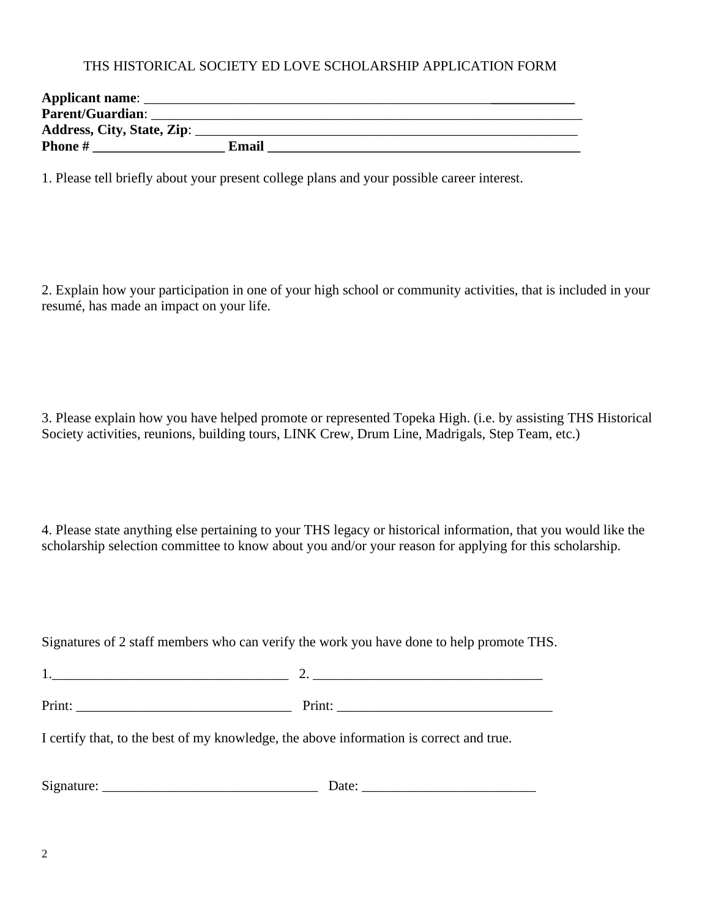THS HISTORICAL SOCIETY ED LOVE SCHOLARSHIP APPLICATION FORM

**Applicant name**: ________________________________________________________________

**Parent/Guardian**: _______________________________________________________________

**Address, City, State, Zip**: _________________________________________________________

**Phone # ___________________ Email ______________________________________________**

1. Please tell briefly about your present college plans and your possible career interest.

2. Explain how your participation in one of your high school or community activities, that is included in your resumé, has made an impact on your life.

3. Please explain how you have helped promote or represented Topeka High. (i.e. by assisting THS Historical Society activities, reunions, building tours, LINK Crew, Drum Line, Madrigals, Step Team, etc.)

4. Please state anything else pertaining to your THS legacy or historical information, that you would like the scholarship selection committee to know about you and/or your reason for applying for this scholarship.

Signatures of 2 staff members who can verify the work you have done to help promote THS.

1.__________________________________ 2. _________________________________

Print: _______________________________ Print: _______________________________

I certify that, to the best of my knowledge, the above information is correct and true.

Signature: _______________________________ Date: _________________________